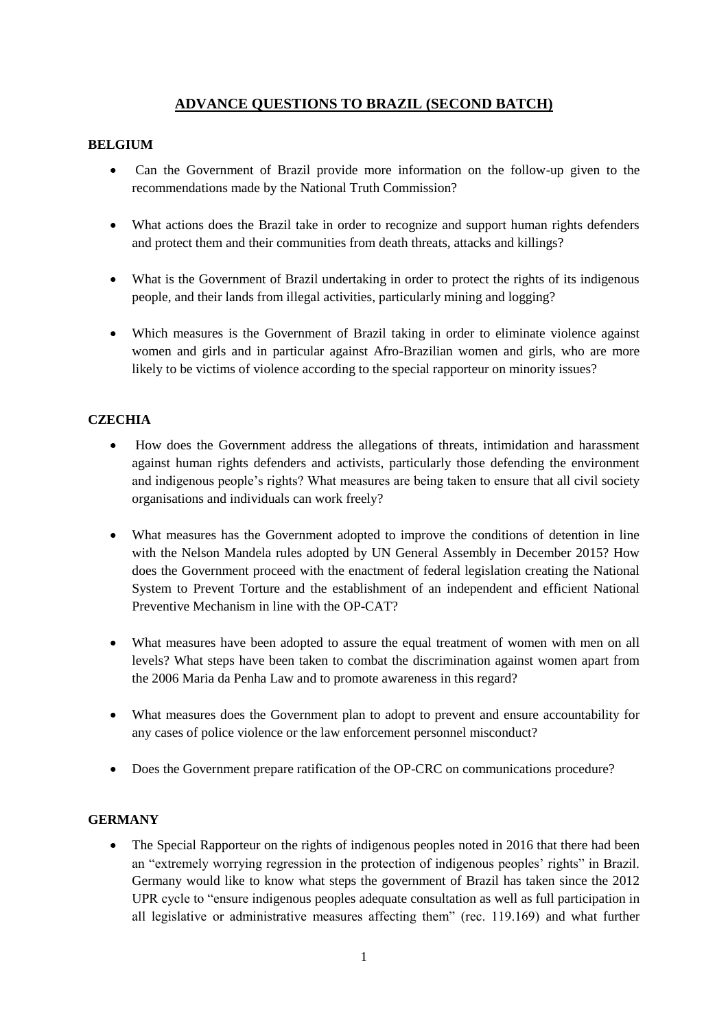# ADVANCE QUESTIONS TO BRAZIL (SECOND BATCH)

## BELGIUM

- Can the Government of Brazil provide more information on the follow-up given to the recommendations made by the National Truth Commission?
- What actions does the Brazil take in order to recognize and support human rights defenders and protect them and their communities from death threats, attacks and killings?
- What is the Government of Brazil undertaking in order to protect the rights of its indigenous people, and their lands from illegal activities, particularly mining and logging?
- Which measures is the Government of Brazil taking in order to eliminate violence against women and girls and in particular against Afro-Brazilian women and girls, who are more likely to be victims of violence according to the special rapporteur on minority issues?

## CZECHIA

- How does the Government address the allegations of threats, intimidation and harassment against human rights defenders and activists, particularly those defending the environment and indigenous people's rights? What measures are being taken to ensure that all civil society organisations and individuals can work freely?
- What measures has the Government adopted to improve the conditions of detention in line with the Nelson Mandela rules adopted by UN General Assembly in December 2015? How does the Government proceed with the enactment of federal legislation creating the National System to Prevent Torture and the establishment of an independent and efficient National Preventive Mechanism in line with the OP-CAT?
- What measures have been adopted to assure the equal treatment of women with men on all levels? What steps have been taken to combat the discrimination against women apart from the 2006 Maria da Penha Law and to promote awareness in this regard?
- What measures does the Government plan to adopt to prevent and ensure accountability for any cases of police violence or the law enforcement personnel misconduct?
- Does the Government prepare ratification of the OP-CRC on communications procedure?

## GERMANY

- The Special Rapporteur on the rights of indigenous peoples noted in 2016 that there had been an "extremely worrying regression in the protection of indigenous peoples' rights" in Brazil. Germany would like to know what steps the government of Brazil has taken since the 2012 UPR cycle to "ensure indigenous peoples adequate consultation as well as full participation in all legislative or administrative measures affecting them" (rec. 119.169) and what further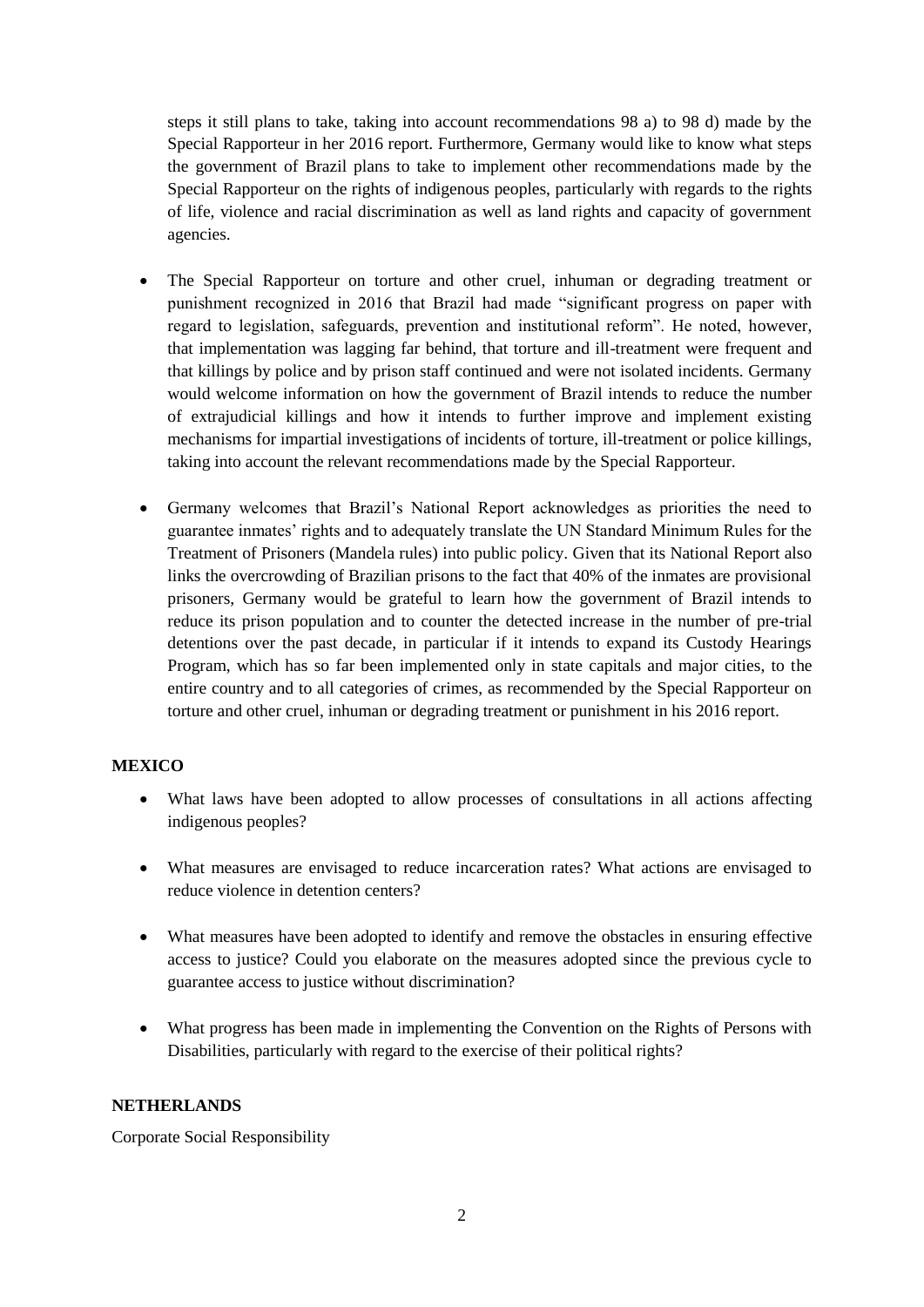steps it still plans to take, taking into account recommendations 98 a) to 98 d) made by the Special Rapporteur in her 2016 report. Furthermore, Germany would like to know what steps the government of Brazil plans to take to implement other recommendations made by the Special Rapporteur on the rights of indigenous peoples, particularly with regards to the rights of life, violence and racial discrimination as well as land rights and capacity of government agencies.

- The Special Rapporteur on torture and other cruel, inhuman or degrading treatment or punishment recognized in 2016 that Brazil had made "significant progress on paper with regard to legislation, safeguards, prevention and institutional reform". He noted, however, that implementation was lagging far behind, that torture and ill-treatment were frequent and that killings by police and by prison staff continued and were not isolated incidents. Germany would welcome information on how the government of Brazil intends to reduce the number of extrajudicial killings and how it intends to further improve and implement existing mechanisms for impartial investigations of incidents of torture, ill-treatment or police killings, taking into account the relevant recommendations made by the Special Rapporteur.

- Germany welcomes that Brazil's National Report acknowledges as priorities the need to guarantee inmates' rights and to adequately translate the UN Standard Minimum Rules for the Treatment of Prisoners (Mandela rules) into public policy. Given that its National Report also links the overcrowding of Brazilian prisons to the fact that 40% of the inmates are provisional prisoners, Germany would be grateful to learn how the government of Brazil intends to reduce its prison population and to counter the detected increase in the number of pre-trial detentions over the past decade, in particular if it intends to expand its Custody Hearings Program, which has so far been implemented only in state capitals and major cities, to the entire country and to all categories of crimes, as recommended by the Special Rapporteur on torture and other cruel, inhuman or degrading treatment or punishment in his 2016 report.

**MEXICO**

- What laws have been adopted to allow processes of consultations in all actions affecting indigenous peoples?

- What measures are envisaged to reduce incarceration rates? What actions are envisaged to reduce violence in detention centers?

- What measures have been adopted to identify and remove the obstacles in ensuring effective access to justice? Could you elaborate on the measures adopted since the previous cycle to guarantee access to justice without discrimination?

- What progress has been made in implementing the Convention on the Rights of Persons with Disabilities, particularly with regard to the exercise of their political rights?

**NETHERLANDS**

Corporate Social Responsibility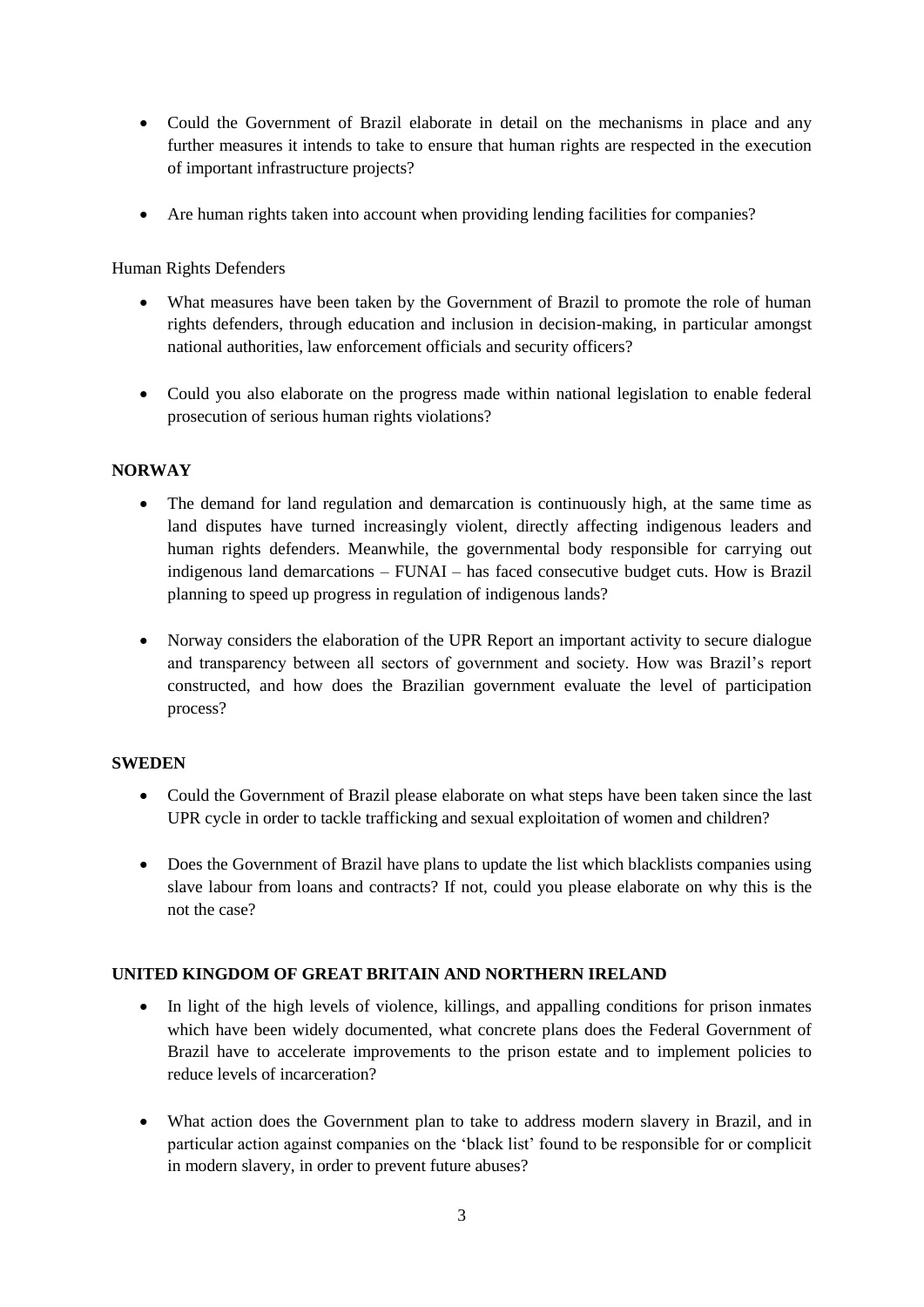- Could the Government of Brazil elaborate in detail on the mechanisms in place and any further measures it intends to take to ensure that human rights are respected in the execution of important infrastructure projects?

- Are human rights taken into account when providing lending facilities for companies?

Human Rights Defenders

- What measures have been taken by the Government of Brazil to promote the role of human rights defenders, through education and inclusion in decision-making, in particular amongst national authorities, law enforcement officials and security officers?

- Could you also elaborate on the progress made within national legislation to enable federal prosecution of serious human rights violations?

**NORWAY**

- The demand for land regulation and demarcation is continuously high, at the same time as land disputes have turned increasingly violent, directly affecting indigenous leaders and human rights defenders. Meanwhile, the governmental body responsible for carrying out indigenous land demarcations – FUNAI – has faced consecutive budget cuts. How is Brazil planning to speed up progress in regulation of indigenous lands?

- Norway considers the elaboration of the UPR Report an important activity to secure dialogue and transparency between all sectors of government and society. How was Brazil's report constructed, and how does the Brazilian government evaluate the level of participation process?

**SWEDEN**

- Could the Government of Brazil please elaborate on what steps have been taken since the last UPR cycle in order to tackle trafficking and sexual exploitation of women and children?

- Does the Government of Brazil have plans to update the list which blacklists companies using slave labour from loans and contracts? If not, could you please elaborate on why this is the not the case?

**UNITED KINGDOM OF GREAT BRITAIN AND NORTHERN IRELAND**

- In light of the high levels of violence, killings, and appalling conditions for prison inmates which have been widely documented, what concrete plans does the Federal Government of Brazil have to accelerate improvements to the prison estate and to implement policies to reduce levels of incarceration?

- What action does the Government plan to take to address modern slavery in Brazil, and in particular action against companies on the 'black list' found to be responsible for or complicit in modern slavery, in order to prevent future abuses?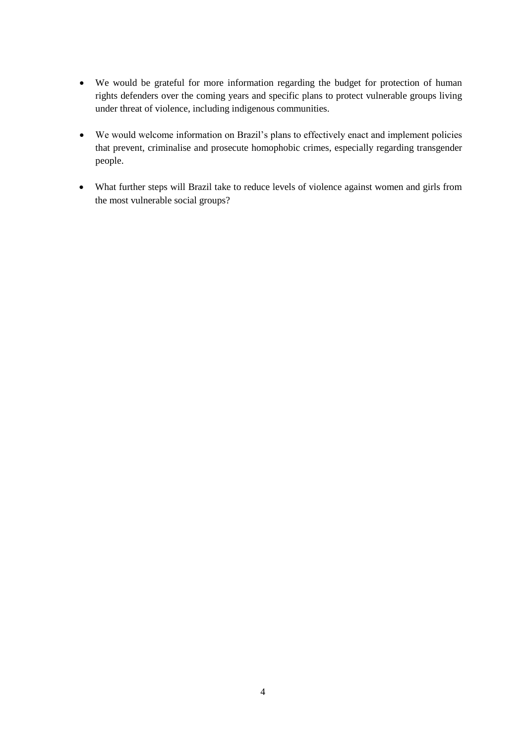- We would be grateful for more information regarding the budget for protection of human rights defenders over the coming years and specific plans to protect vulnerable groups living under threat of violence, including indigenous communities.

- We would welcome information on Brazil's plans to effectively enact and implement policies that prevent, criminalise and prosecute homophobic crimes, especially regarding transgender people.

- What further steps will Brazil take to reduce levels of violence against women and girls from the most vulnerable social groups?